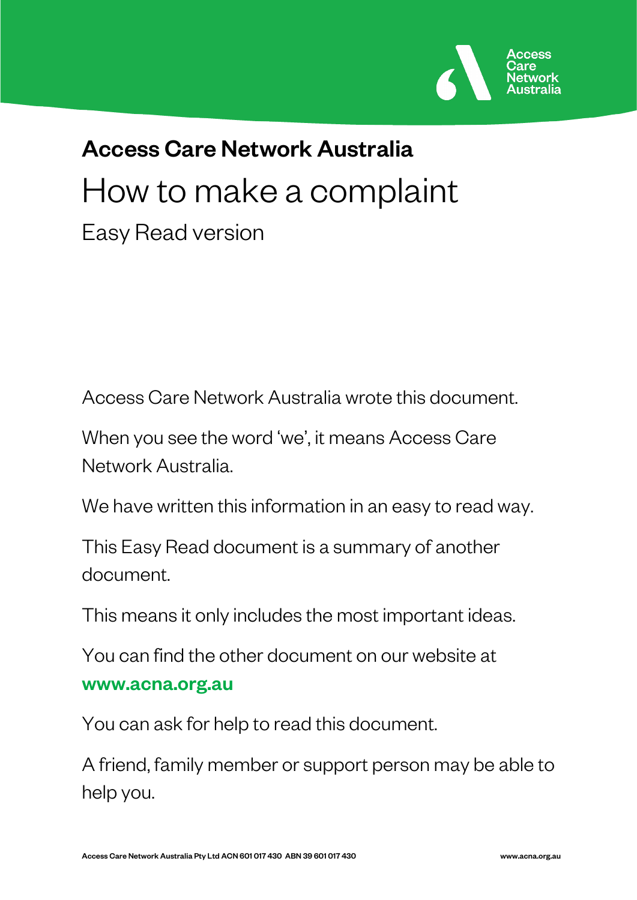# Access Care Network Australia

## How to make a complaint

### Easy Read version

Access Care Network Australia wrote this document.

When you see the word 'we', it means Access Care Network Australia.

We have written this information in an easy to read way.

This Easy Read document is a summary of another document.

This means it only includes the most important ideas.

You can find the other document on our website at **www.acna.org.au**

You can ask for help to read this document.

A friend, family member or support person may be able to help you.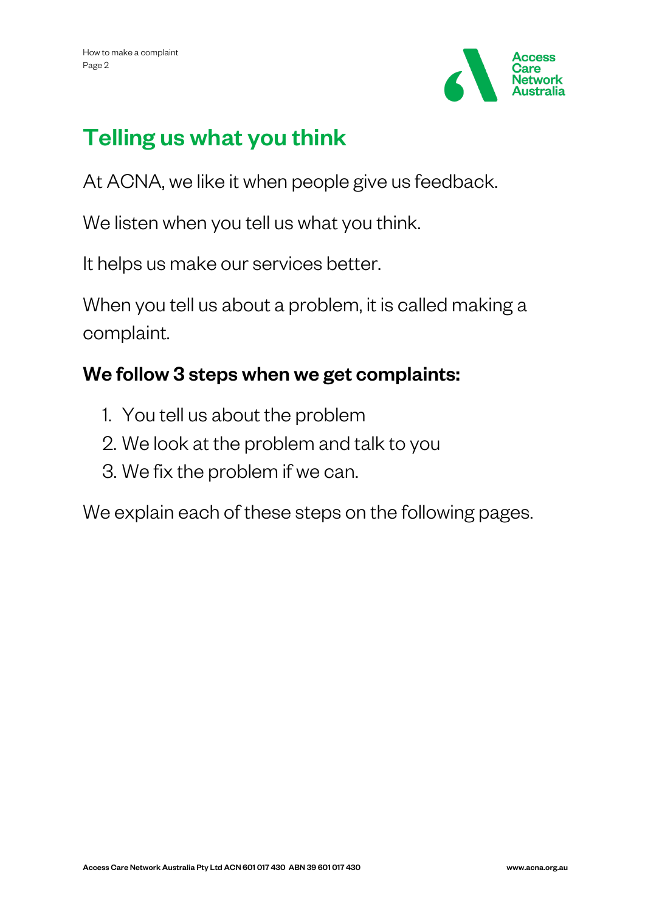## Telling us what you think

At ACNA, we like it when people give us feedback.

We listen when you tell us what you think.

It helps us make our services better.

When you tell us about a problem, it is called making a complaint.

### We follow 3 steps when we get complaints:

1. You tell us about the problem
2. We look at the problem and talk to you
3. We fix the problem if we can.

We explain each of these steps on the following pages.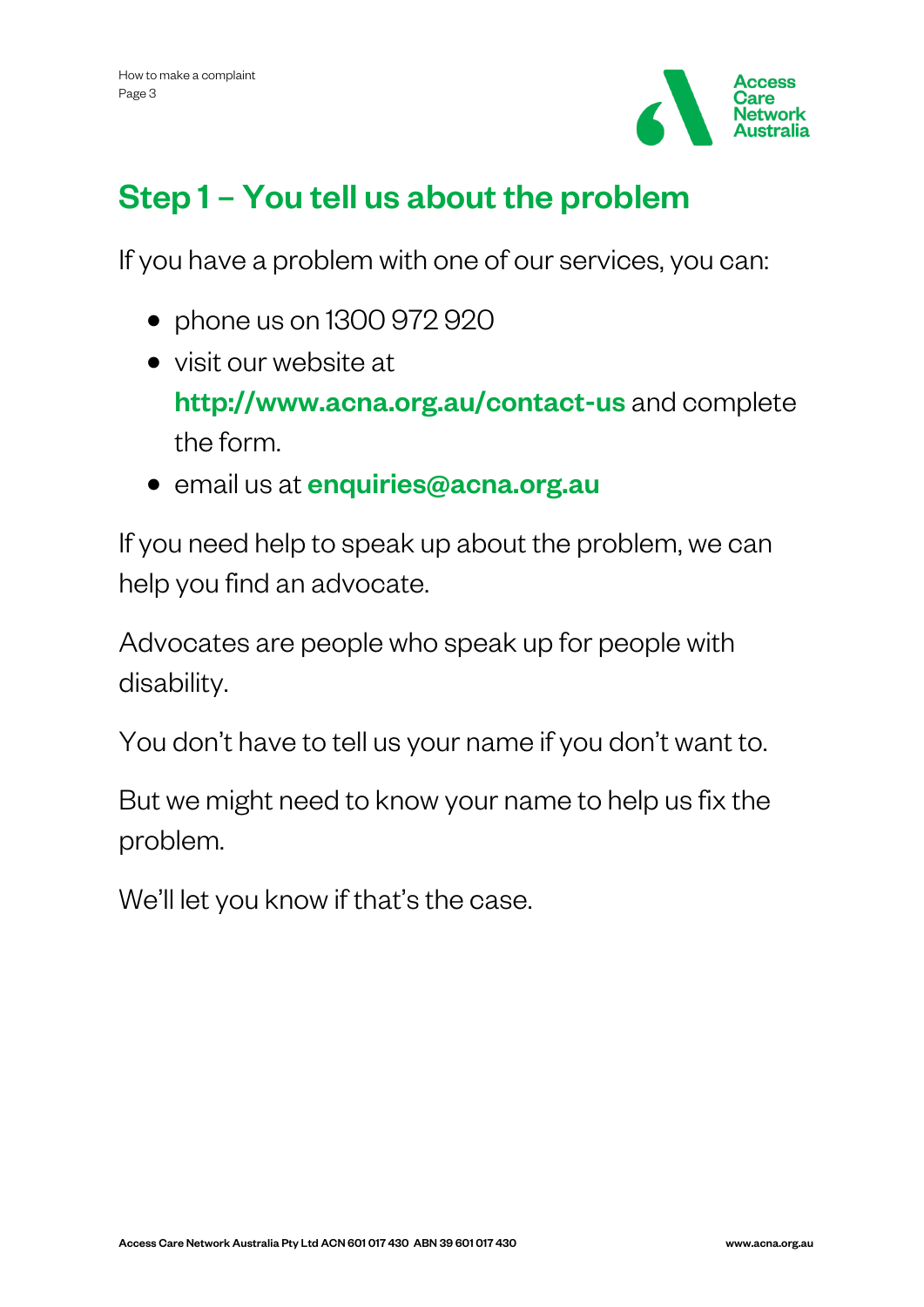## Step 1 – You tell us about the problem

If you have a problem with one of our services, you can:

- phone us on 1300 972 920
- visit our website at **http://www.acna.org.au/contact-us** and complete the form.
- email us at **enquiries@acna.org.au**

If you need help to speak up about the problem, we can help you find an advocate.

Advocates are people who speak up for people with disability.

You don't have to tell us your name if you don't want to.

But we might need to know your name to help us fix the problem.

We'll let you know if that's the case.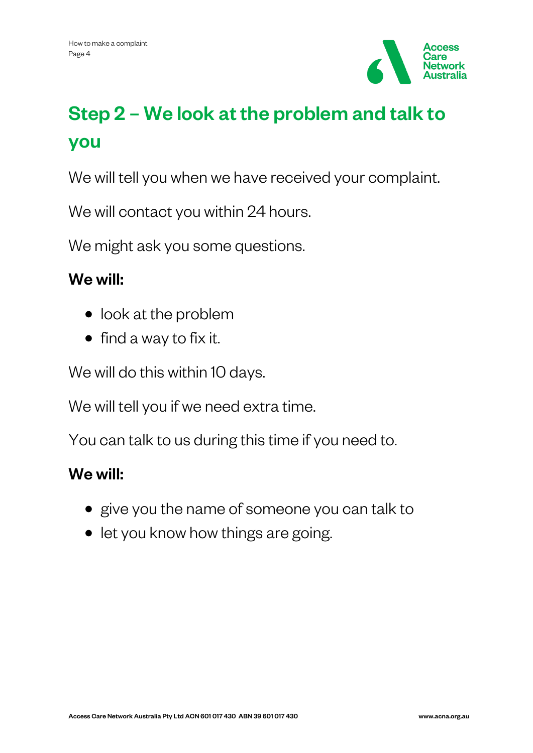## Step 2 – We look at the problem and talk to you

We will tell you when we have received your complaint.

We will contact you within 24 hours.

We might ask you some questions.

**We will:**

- look at the problem
- find a way to fix it.

We will do this within 10 days.

We will tell you if we need extra time.

You can talk to us during this time if you need to.

**We will:**

- give you the name of someone you can talk to
- let you know how things are going.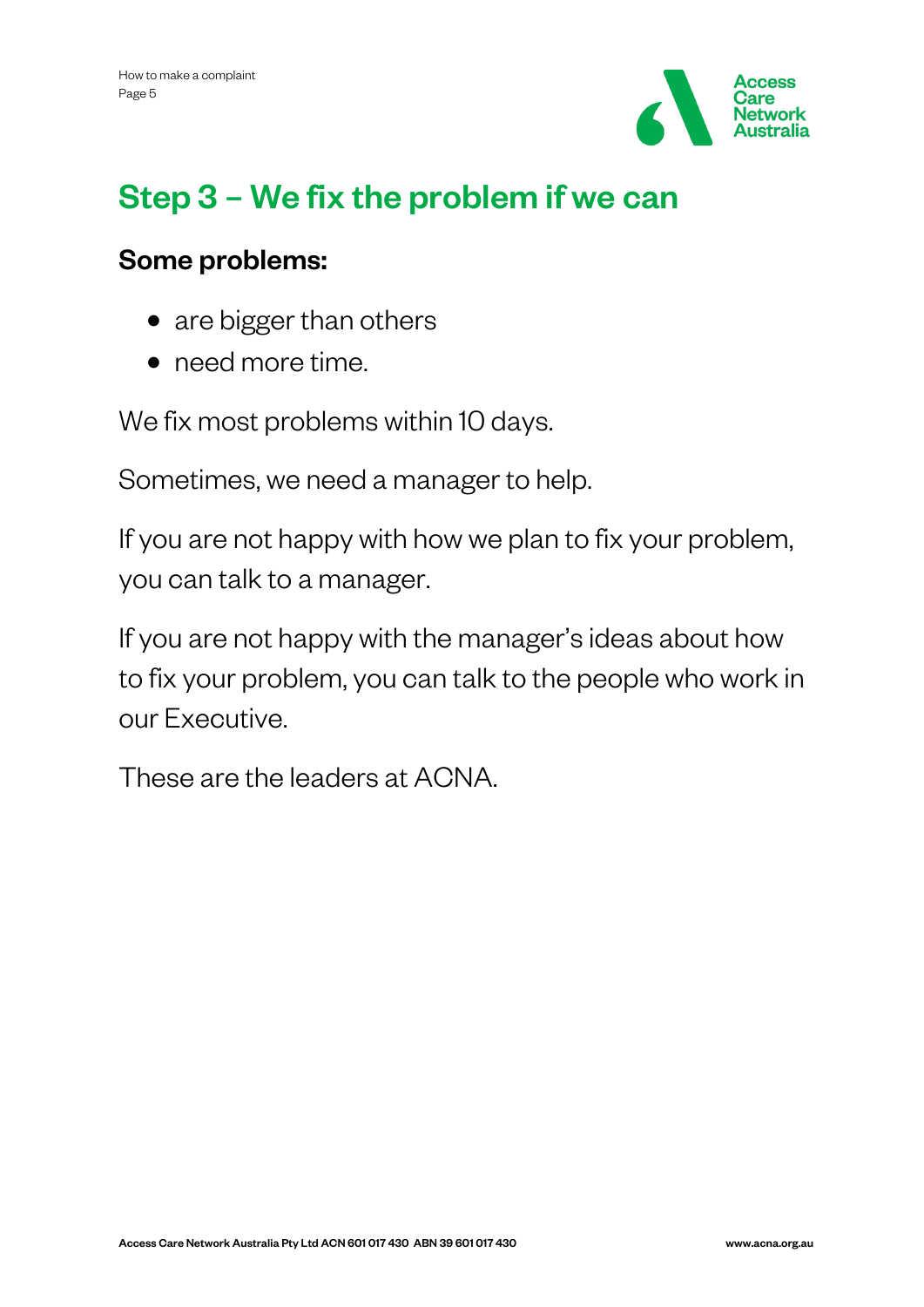## Step 3 – We fix the problem if we can

**Some problems:**

- are bigger than others
- need more time.

We fix most problems within 10 days.

Sometimes, we need a manager to help.

If you are not happy with how we plan to fix your problem, you can talk to a manager.

If you are not happy with the manager's ideas about how to fix your problem, you can talk to the people who work in our Executive.

These are the leaders at ACNA.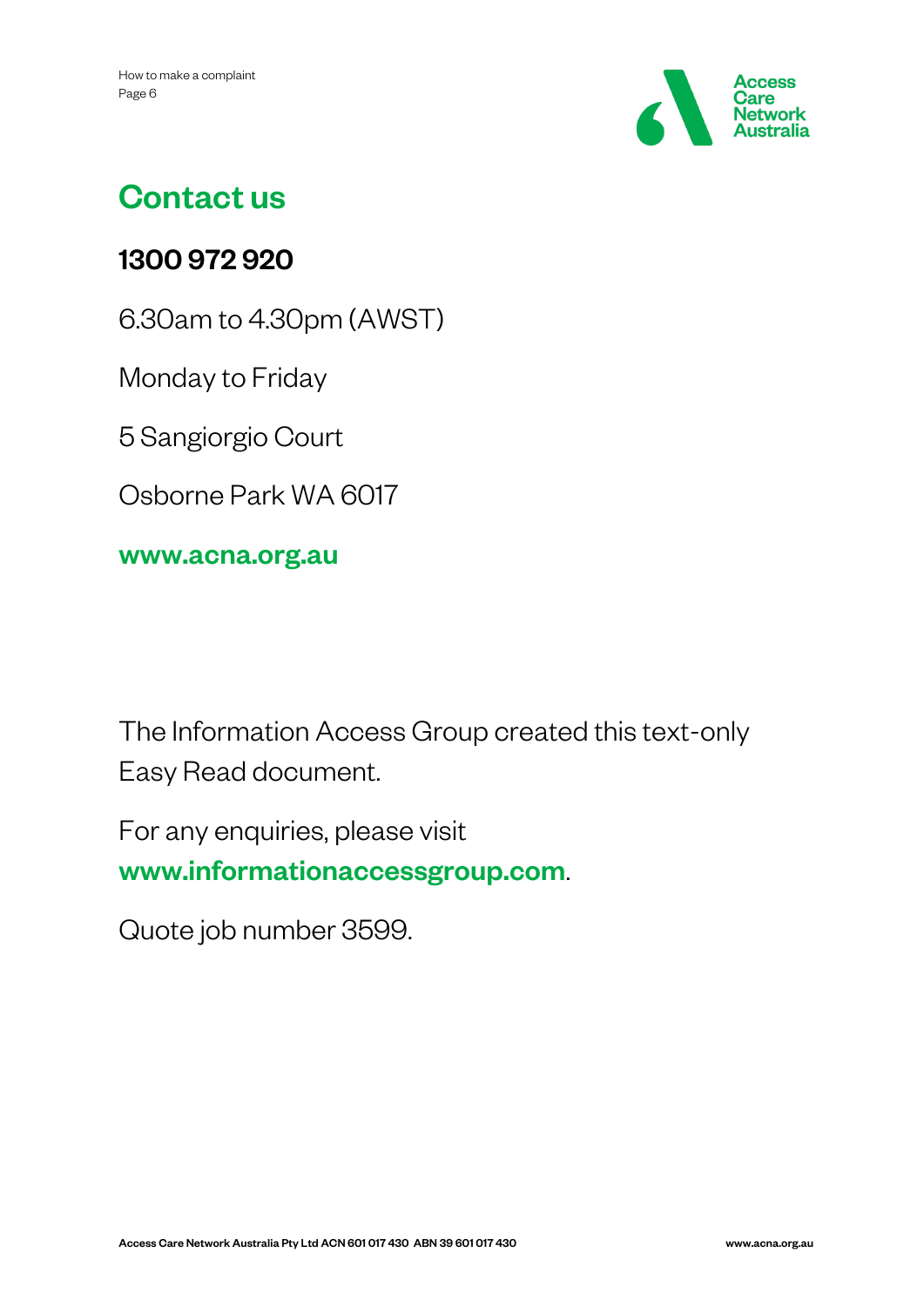## Contact us

### 1300 972 920

6.30am to 4.30pm (AWST)

Monday to Friday

5 Sangiorgio Court

Osborne Park WA 6017

**www.acna.org.au**

The Information Access Group created this text-only Easy Read document.

For any enquiries, please visit **www.informationaccessgroup.com**.

Quote job number 3599.